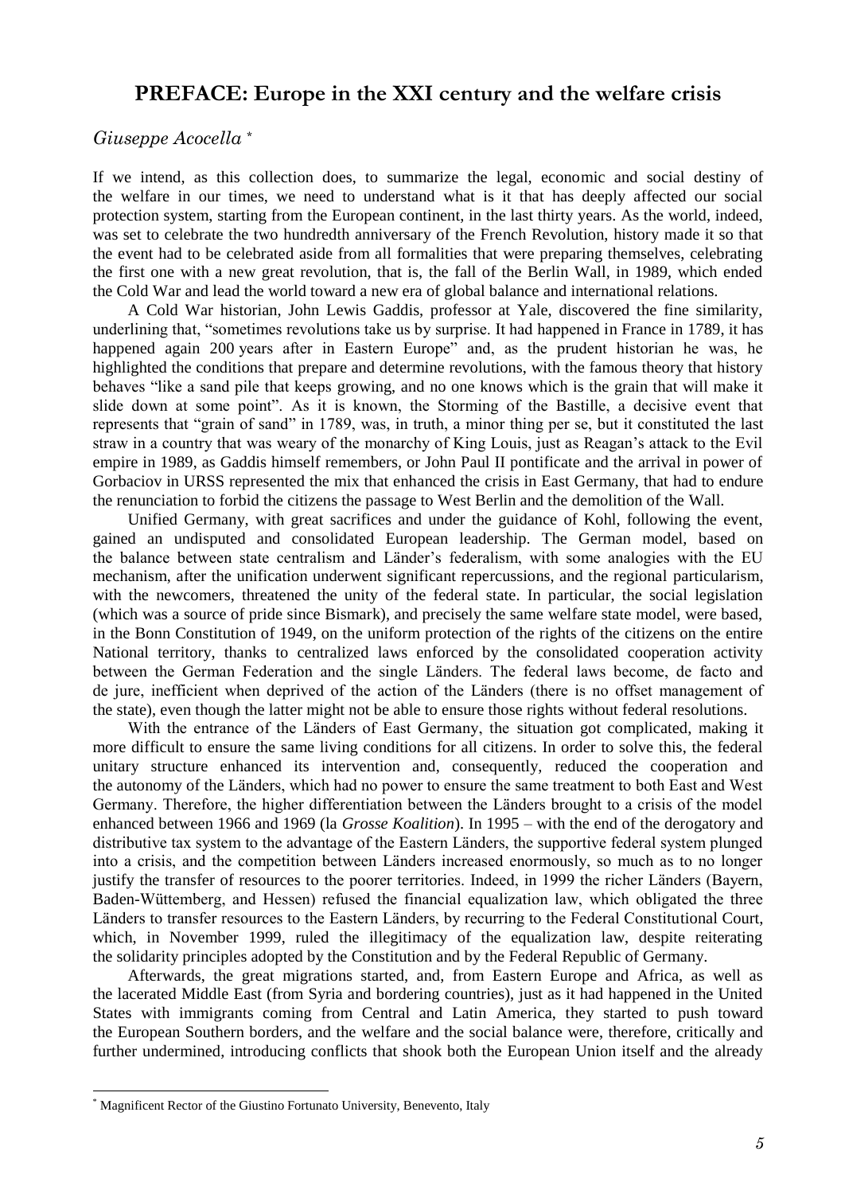# PREFACE: Europe in the XXI century and the welfare crisis

*Giuseppe Acocella* [*]

If we intend, as this collection does, to summarize the legal, economic and social destiny of the welfare in our times, we need to understand what is it that has deeply affected our social protection system, starting from the European continent, in the last thirty years. As the world, indeed, was set to celebrate the two hundredth anniversary of the French Revolution, history made it so that the event had to be celebrated aside from all formalities that were preparing themselves, celebrating the first one with a new great revolution, that is, the fall of the Berlin Wall, in 1989, which ended the Cold War and lead the world toward a new era of global balance and international relations.

A Cold War historian, John Lewis Gaddis, professor at Yale, discovered the fine similarity, underlining that, "sometimes revolutions take us by surprise. It had happened in France in 1789, it has happened again 200 years after in Eastern Europe" and, as the prudent historian he was, he highlighted the conditions that prepare and determine revolutions, with the famous theory that history behaves "like a sand pile that keeps growing, and no one knows which is the grain that will make it slide down at some point". As it is known, the Storming of the Bastille, a decisive event that represents that "grain of sand" in 1789, was, in truth, a minor thing per se, but it constituted the last straw in a country that was weary of the monarchy of King Louis, just as Reagan's attack to the Evil empire in 1989, as Gaddis himself remembers, or John Paul II pontificate and the arrival in power of Gorbaciov in URSS represented the mix that enhanced the crisis in East Germany, that had to endure the renunciation to forbid the citizens the passage to West Berlin and the demolition of the Wall.

Unified Germany, with great sacrifices and under the guidance of Kohl, following the event, gained an undisputed and consolidated European leadership. The German model, based on the balance between state centralism and Länder's federalism, with some analogies with the EU mechanism, after the unification underwent significant repercussions, and the regional particularism, with the newcomers, threatened the unity of the federal state. In particular, the social legislation (which was a source of pride since Bismark), and precisely the same welfare state model, were based, in the Bonn Constitution of 1949, on the uniform protection of the rights of the citizens on the entire National territory, thanks to centralized laws enforced by the consolidated cooperation activity between the German Federation and the single Länders. The federal laws become, de facto and de jure, inefficient when deprived of the action of the Länders (there is no offset management of the state), even though the latter might not be able to ensure those rights without federal resolutions.

With the entrance of the Länders of East Germany, the situation got complicated, making it more difficult to ensure the same living conditions for all citizens. In order to solve this, the federal unitary structure enhanced its intervention and, consequently, reduced the cooperation and the autonomy of the Länders, which had no power to ensure the same treatment to both East and West Germany. Therefore, the higher differentiation between the Länders brought to a crisis of the model enhanced between 1966 and 1969 (la *Grosse Koalition*). In 1995 – with the end of the derogatory and distributive tax system to the advantage of the Eastern Länders, the supportive federal system plunged into a crisis, and the competition between Länders increased enormously, so much as to no longer justify the transfer of resources to the poorer territories. Indeed, in 1999 the richer Länders (Bayern, Baden-Wüttemberg, and Hessen) refused the financial equalization law, which obligated the three Länders to transfer resources to the Eastern Länders, by recurring to the Federal Constitutional Court, which, in November 1999, ruled the illegitimacy of the equalization law, despite reiterating the solidarity principles adopted by the Constitution and by the Federal Republic of Germany.

Afterwards, the great migrations started, and, from Eastern Europe and Africa, as well as the lacerated Middle East (from Syria and bordering countries), just as it had happened in the United States with immigrants coming from Central and Latin America, they started to push toward the European Southern borders, and the welfare and the social balance were, therefore, critically and further undermined, introducing conflicts that shook both the European Union itself and the already

[*] Magnificent Rector of the Giustino Fortunato University, Benevento, Italy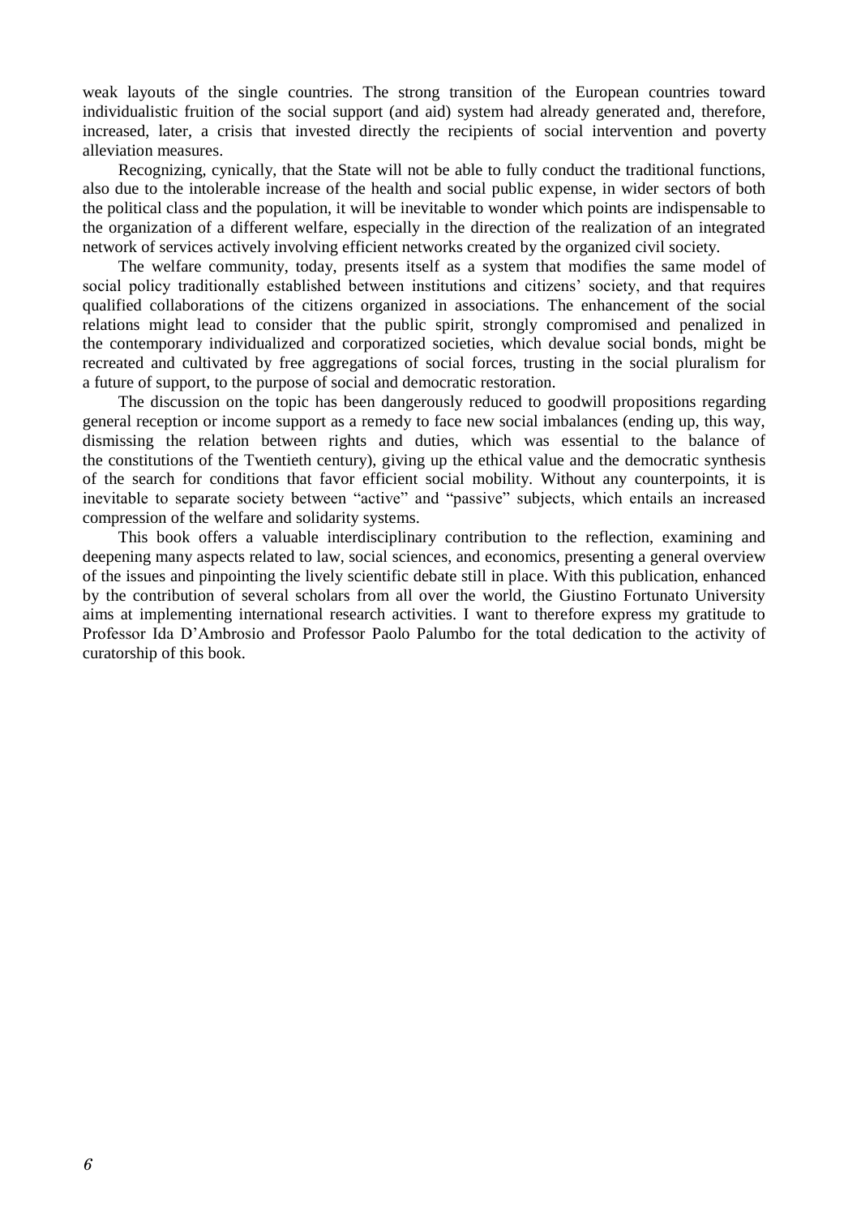weak layouts of the single countries. The strong transition of the European countries toward individualistic fruition of the social support (and aid) system had already generated and, therefore, increased, later, a crisis that invested directly the recipients of social intervention and poverty alleviation measures.

Recognizing, cynically, that the State will not be able to fully conduct the traditional functions, also due to the intolerable increase of the health and social public expense, in wider sectors of both the political class and the population, it will be inevitable to wonder which points are indispensable to the organization of a different welfare, especially in the direction of the realization of an integrated network of services actively involving efficient networks created by the organized civil society.

The welfare community, today, presents itself as a system that modifies the same model of social policy traditionally established between institutions and citizens' society, and that requires qualified collaborations of the citizens organized in associations. The enhancement of the social relations might lead to consider that the public spirit, strongly compromised and penalized in the contemporary individualized and corporatized societies, which devalue social bonds, might be recreated and cultivated by free aggregations of social forces, trusting in the social pluralism for a future of support, to the purpose of social and democratic restoration.

The discussion on the topic has been dangerously reduced to goodwill propositions regarding general reception or income support as a remedy to face new social imbalances (ending up, this way, dismissing the relation between rights and duties, which was essential to the balance of the constitutions of the Twentieth century), giving up the ethical value and the democratic synthesis of the search for conditions that favor efficient social mobility. Without any counterpoints, it is inevitable to separate society between "active" and "passive" subjects, which entails an increased compression of the welfare and solidarity systems.

This book offers a valuable interdisciplinary contribution to the reflection, examining and deepening many aspects related to law, social sciences, and economics, presenting a general overview of the issues and pinpointing the lively scientific debate still in place. With this publication, enhanced by the contribution of several scholars from all over the world, the Giustino Fortunato University aims at implementing international research activities. I want to therefore express my gratitude to Professor Ida D'Ambrosio and Professor Paolo Palumbo for the total dedication to the activity of curatorship of this book.